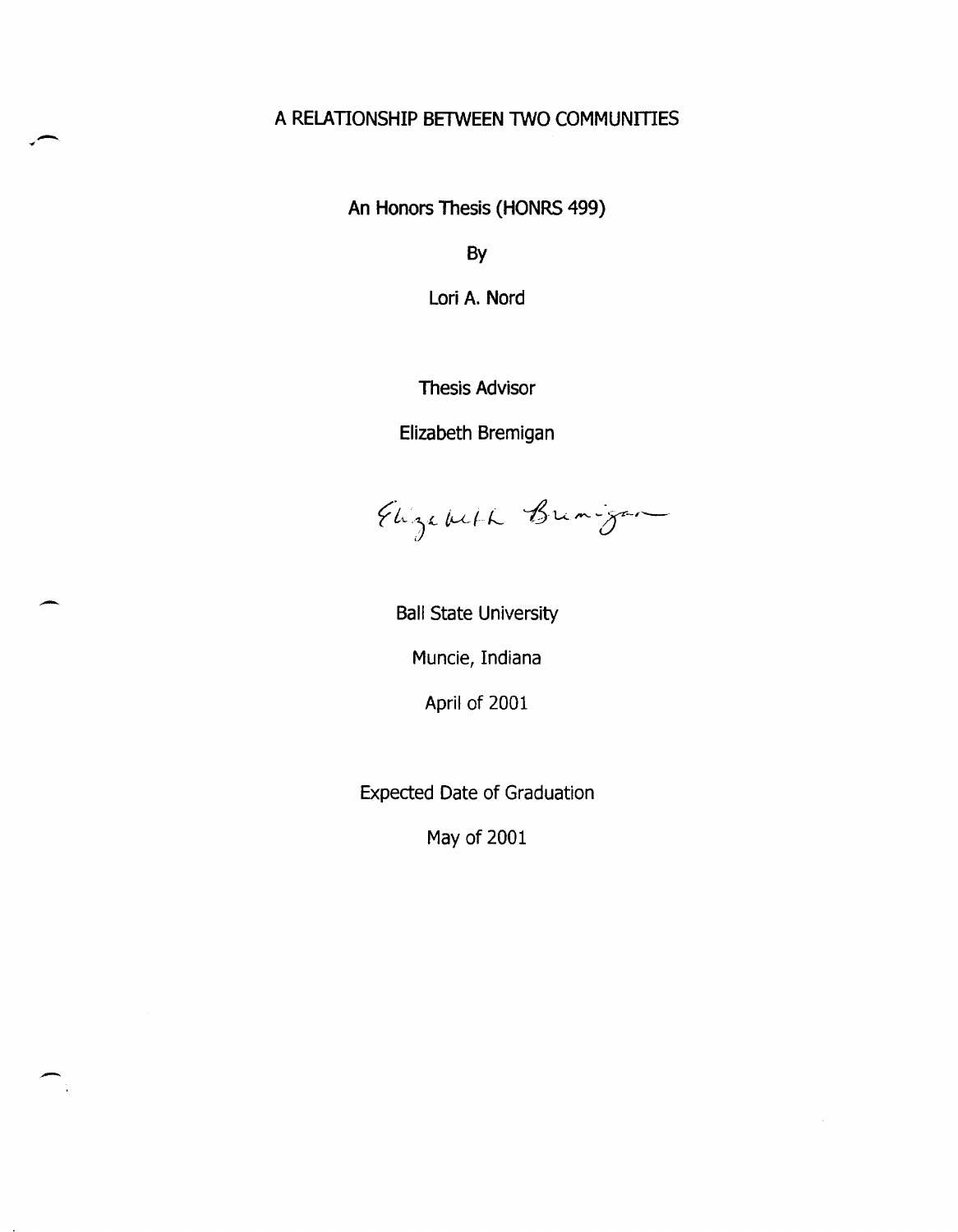# A RELATIONSHIP BETWEEN TWO COMMUNITIES

An Honors Thesis (HONRS 499)

By

Lori A. Nord

Thesis Advisor

Elizabeth Bremigan

Elizabeth Bremigan

Ball State University

Muncie, Indiana

April of 2001

Expected Date of Graduation

May of 2001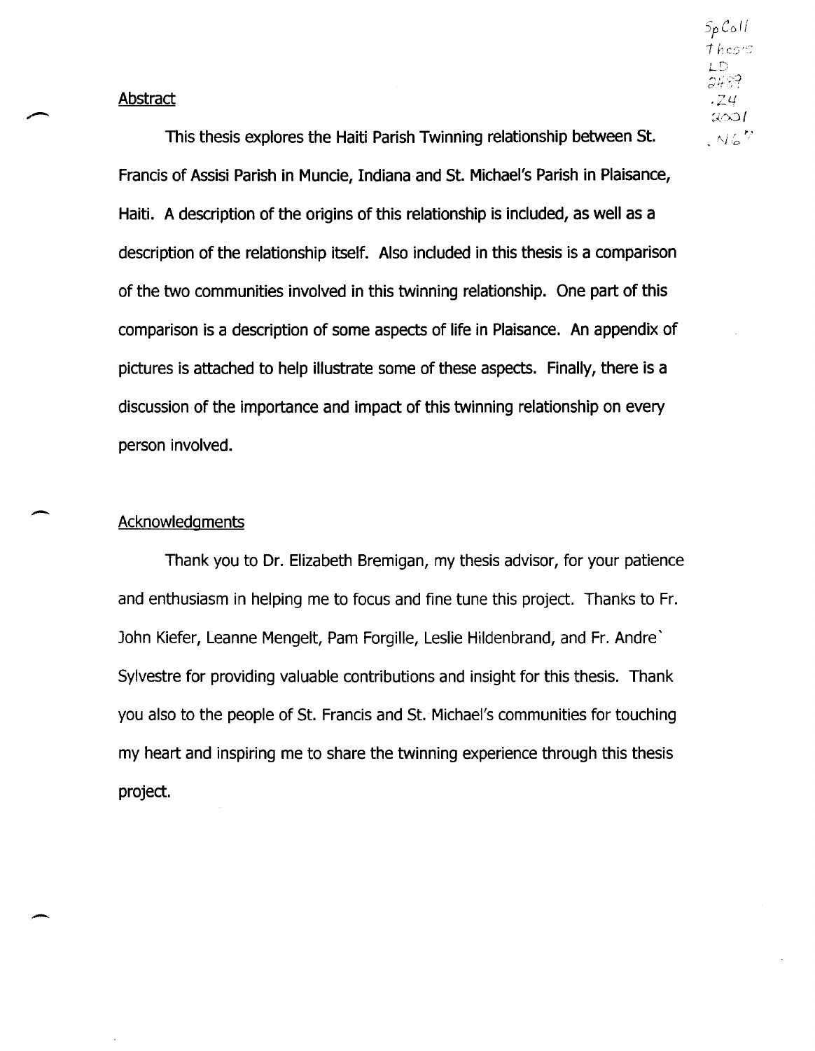## Abstract

This thesis explores the Haiti Parish Twinning relationship between St. Francis of Assisi Parish in Muncie, Indiana and St. Michael's Parish in Plaisance, Haiti. A description of the origins of this relationship is included, as well as a description of the relationship itself. Also included in this thesis is a comparison of the two communities involved in this twinning relationship. One part of this comparison is a description of some aspects of life in Plaisance. An appendix of pictures is attached to help illustrate some of these aspects. Finally, there is a discussion of the importance and impact of this twinning relationship on every person involved.

## Acknowledgments

Thank you to Dr. Elizabeth Bremigan, my thesis advisor, for your patience and enthusiasm in helping me to focus and fine tune this project. Thanks to Fr. John Kiefer, Leanne Mengelt, Pam Forgille, Leslie Hildenbrand, and Fr. Andre` Sylvestre for providing valuable contributions and insight for this thesis. Thank you also to the people of St. Francis and St. Michael's communities for touching my heart and inspiring me to share the twinning experience through this thesis project.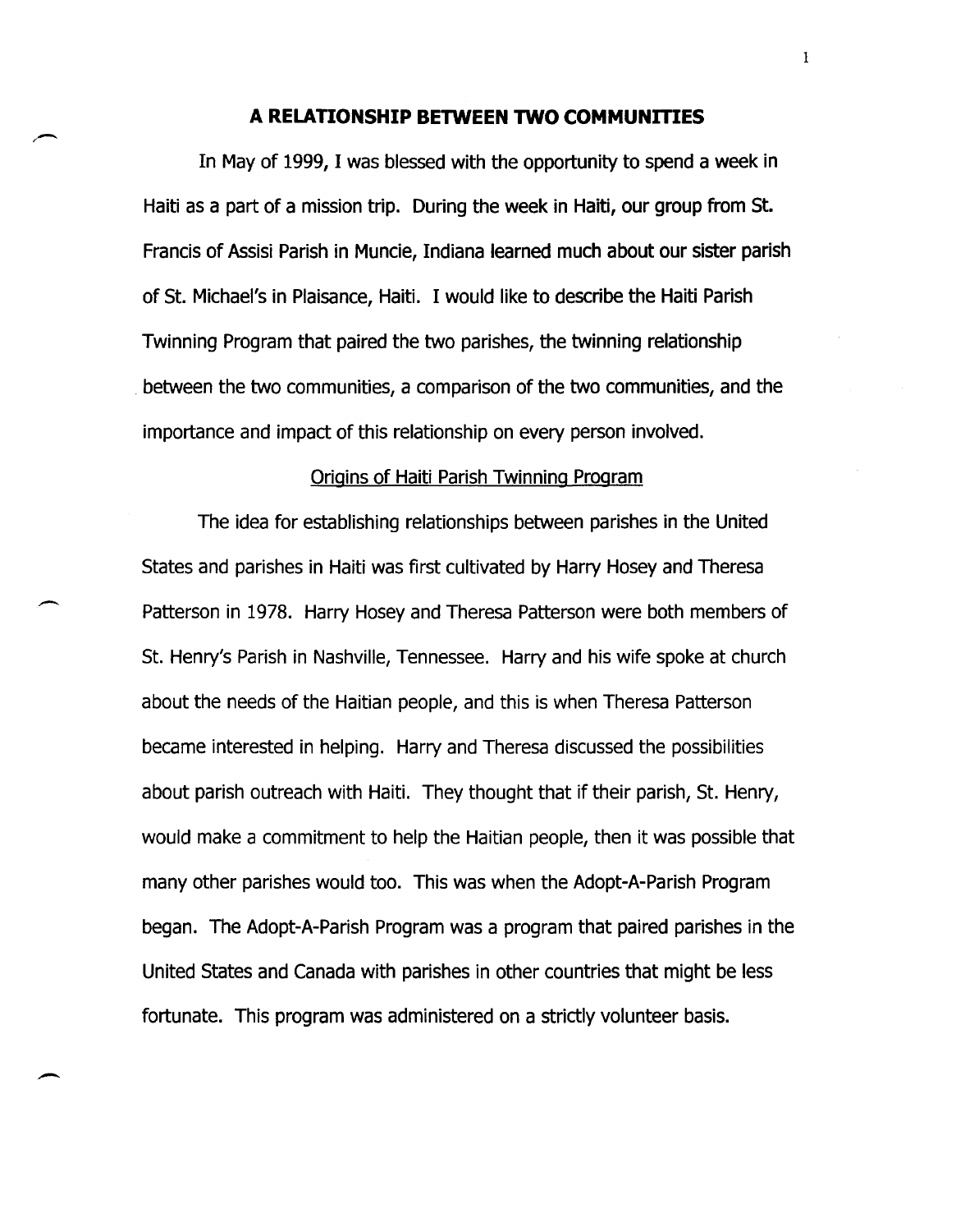# A RELATIONSHIP BETWEEN TWO COMMUNITIES

In May of 1999, I was blessed with the opportunity to spend a week in Haiti as a part of a mission trip. During the week in Haiti, our group from St. Francis of Assisi Parish in Muncie, Indiana learned much about our sister parish of St. Michael's in Plaisance, Haiti. I would like to describe the Haiti Parish Twinning Program that paired the two parishes, the twinning relationship between the two communities, a comparison of the two communities, and the importance and impact of this relationship on every person involved.

## Origins of Haiti Parish Twinning Program

The idea for establishing relationships between parishes in the United States and parishes in Haiti was first cultivated by Harry Hosey and Theresa Patterson in 1978. Harry Hosey and Theresa Patterson were both members of St. Henry's Parish in Nashville, Tennessee. Harry and his wife spoke at church about the needs of the Haitian people, and this is when Theresa Patterson became interested in helping. Harry and Theresa discussed the possibilities about parish outreach with Haiti. They thought that if their parish, St. Henry, would make a commitment to help the Haitian people, then it was possible that many other parishes would too. This was when the Adopt-A-Parish Program began. The Adopt-A-Parish Program was a program that paired parishes in the United States and Canada with parishes in other countries that might be less fortunate. This program was administered on a strictly volunteer basis.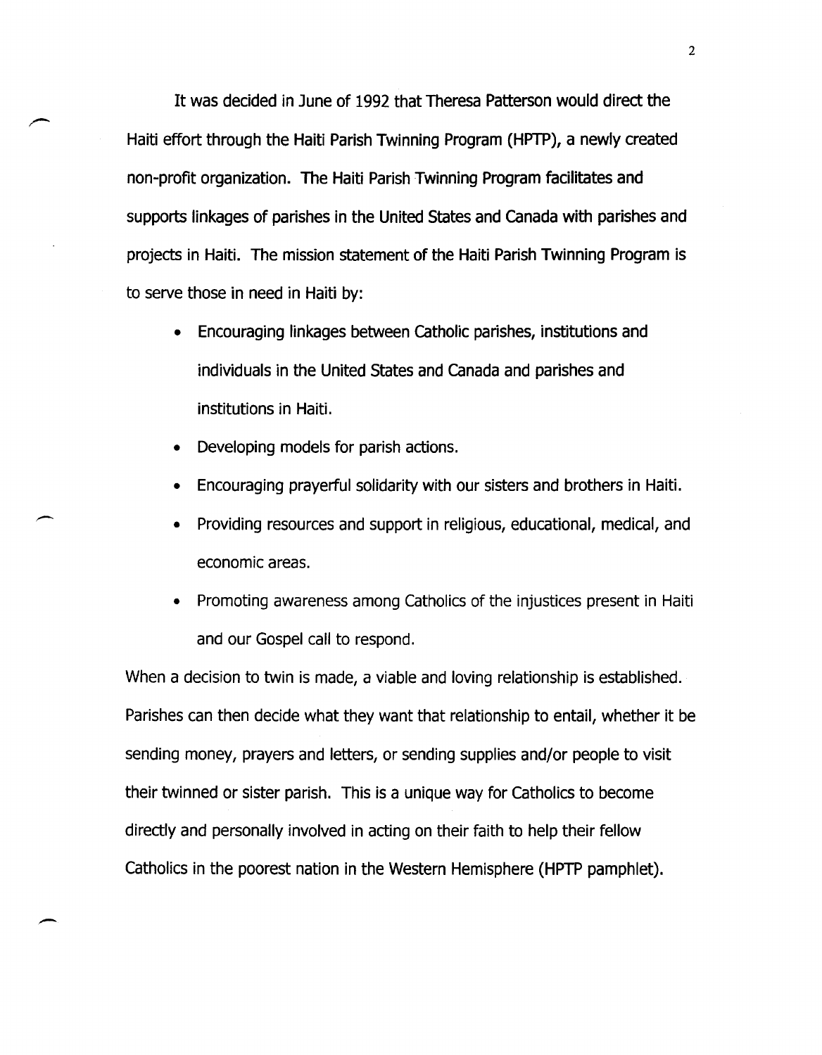It was decided in June of 1992 that Theresa Patterson would direct the Haiti effort through the Haiti Parish Twinning Program (HPTP), a newly created non-profit organization. The Haiti Parish Twinning Program facilitates and supports linkages of parishes in the United States and Canada with parishes and projects in Haiti. The mission statement of the Haiti Parish Twinning Program is to serve those in need in Haiti by:

- Encouraging linkages between Catholic parishes, institutions and individuals in the United States and Canada and parishes and institutions in Haiti.
- Developing models for parish actions.
- Encouraging prayerful solidarity with our sisters and brothers in Haiti.
- Providing resources and support in religious, educational, medical, and economic areas.
- Promoting awareness among Catholics of the injustices present in Haiti and our Gospel call to respond.

When a decision to twin is made, a viable and loving relationship is established. Parishes can then decide what they want that relationship to entail, whether it be sending money, prayers and letters, or sending supplies and/or people to visit their twinned or sister parish. This is a unique way for Catholics to become directly and personally involved in acting on their faith to help their fellow Catholics in the poorest nation in the Western Hemisphere (HPTP pamphlet).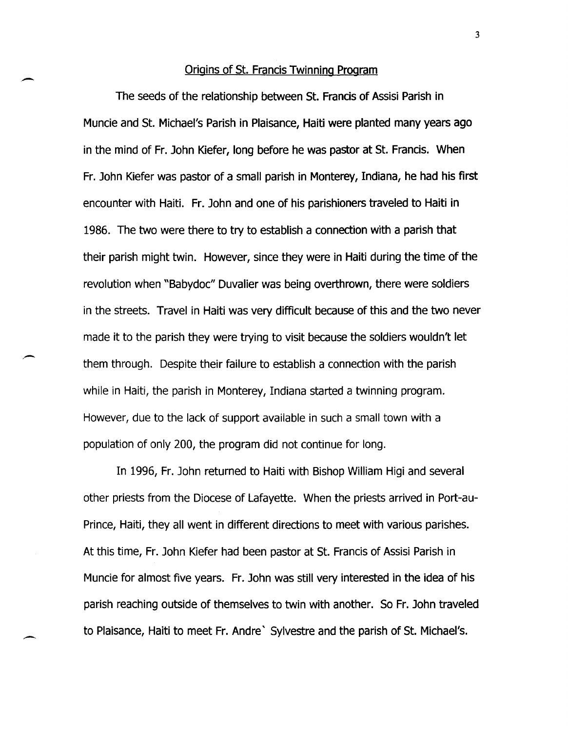## Origins of St. Francis Twinning Program

The seeds of the relationship between St. Francis of Assisi Parish in Muncie and St. Michael's Parish in Plaisance, Haiti were planted many years ago in the mind of Fr. John Kiefer, long before he was pastor at St. Francis. When Fr. John Kiefer was pastor of a small parish in Monterey, Indiana, he had his first encounter with Haiti. Fr. John and one of his parishioners traveled to Haiti in 1986. The two were there to try to establish a connection with a parish that their parish might twin. However, since they were in Haiti during the time of the revolution when "Babydoc" Duvalier was being overthrown, there were soldiers in the streets. Travel in Haiti was very difficult because of this and the two never made it to the parish they were trying to visit because the soldiers wouldn't let them through. Despite their failure to establish a connection with the parish while in Haiti, the parish in Monterey, Indiana started a twinning program. However, due to the lack of support available in such a small town with a population of only 200, the program did not continue for long.

In 1996, Fr. John returned to Haiti with Bishop William Higi and several other priests from the Diocese of Lafayette. When the priests arrived in Port-au-Prince, Haiti, they all went in different directions to meet with various parishes. At this time, Fr. John Kiefer had been pastor at St. Francis of Assisi Parish in Muncie for almost five years. Fr. John was still very interested in the idea of his parish reaching outside of themselves to twin with another. So Fr. John traveled to Plaisance, Haiti to meet Fr. Andre` Sylvestre and the parish of St. Michael's.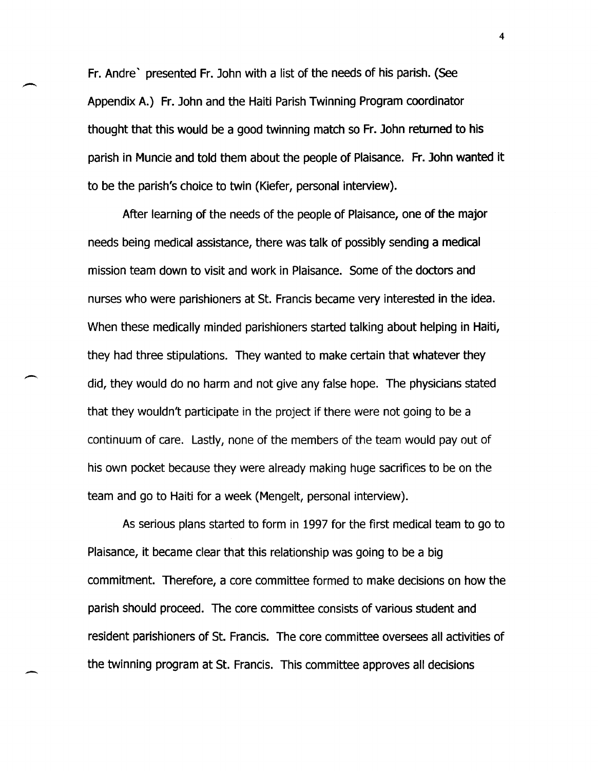Fr. Andre` presented Fr. John with a list of the needs of his parish. (See Appendix A.) Fr. John and the Haiti Parish Twinning Program coordinator thought that this would be a good twinning match so Fr. John returned to his parish in Muncie and told them about the people of Plaisance. Fr. John wanted it to be the parish's choice to twin (Kiefer, personal interview).

After learning of the needs of the people of Plaisance, one of the major needs being medical assistance, there was talk of possibly sending a medical mission team down to visit and work in Plaisance. Some of the doctors and nurses who were parishioners at St. Francis became very interested in the idea. When these medically minded parishioners started talking about helping in Haiti, they had three stipulations. They wanted to make certain that whatever they did, they would do no harm and not give any false hope. The physicians stated that they wouldn't participate in the project if there were not going to be a continuum of care. Lastly, none of the members of the team would pay out of his own pocket because they were already making huge sacrifices to be on the team and go to Haiti for a week (Mengelt, personal interview).

As serious plans started to form in 1997 for the first medical team to go to Plaisance, it became clear that this relationship was going to be a big commitment. Therefore, a core committee formed to make decisions on how the parish should proceed. The core committee consists of various student and resident parishioners of St. Francis. The core committee oversees all activities of the twinning program at St. Francis. This committee approves all decisions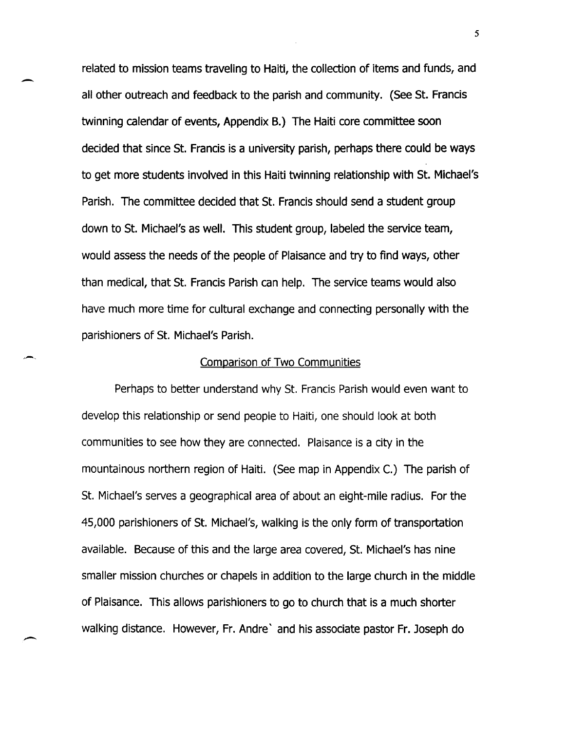related to mission teams traveling to Haiti, the collection of items and funds, and all other outreach and feedback to the parish and community. (See St. Francis twinning calendar of events, Appendix B.) The Haiti core committee soon decided that since St. Francis is a university parish, perhaps there could be ways to get more students involved in this Haiti twinning relationship with St. Michael's Parish. The committee decided that St. Francis should send a student group down to St. Michael's as well. This student group, labeled the service team, would assess the needs of the people of Plaisance and try to find ways, other than medical, that St. Francis Parish can help. The service teams would also have much more time for cultural exchange and connecting personally with the parishioners of St. Michael's Parish.

## Comparison of Two Communities

Perhaps to better understand why St. Francis Parish would even want to develop this relationship or send people to Haiti, one should look at both communities to see how they are connected. Plaisance is a city in the mountainous northern region of Haiti. (See map in Appendix C.) The parish of St. Michael's serves a geographical area of about an eight-mile radius. For the 45,000 parishioners of St. Michael's, walking is the only form of transportation available. Because of this and the large area covered, St. Michael's has nine smaller mission churches or chapels in addition to the large church in the middle of Plaisance. This allows parishioners to go to church that is a much shorter walking distance. However, Fr. Andre` and his associate pastor Fr. Joseph do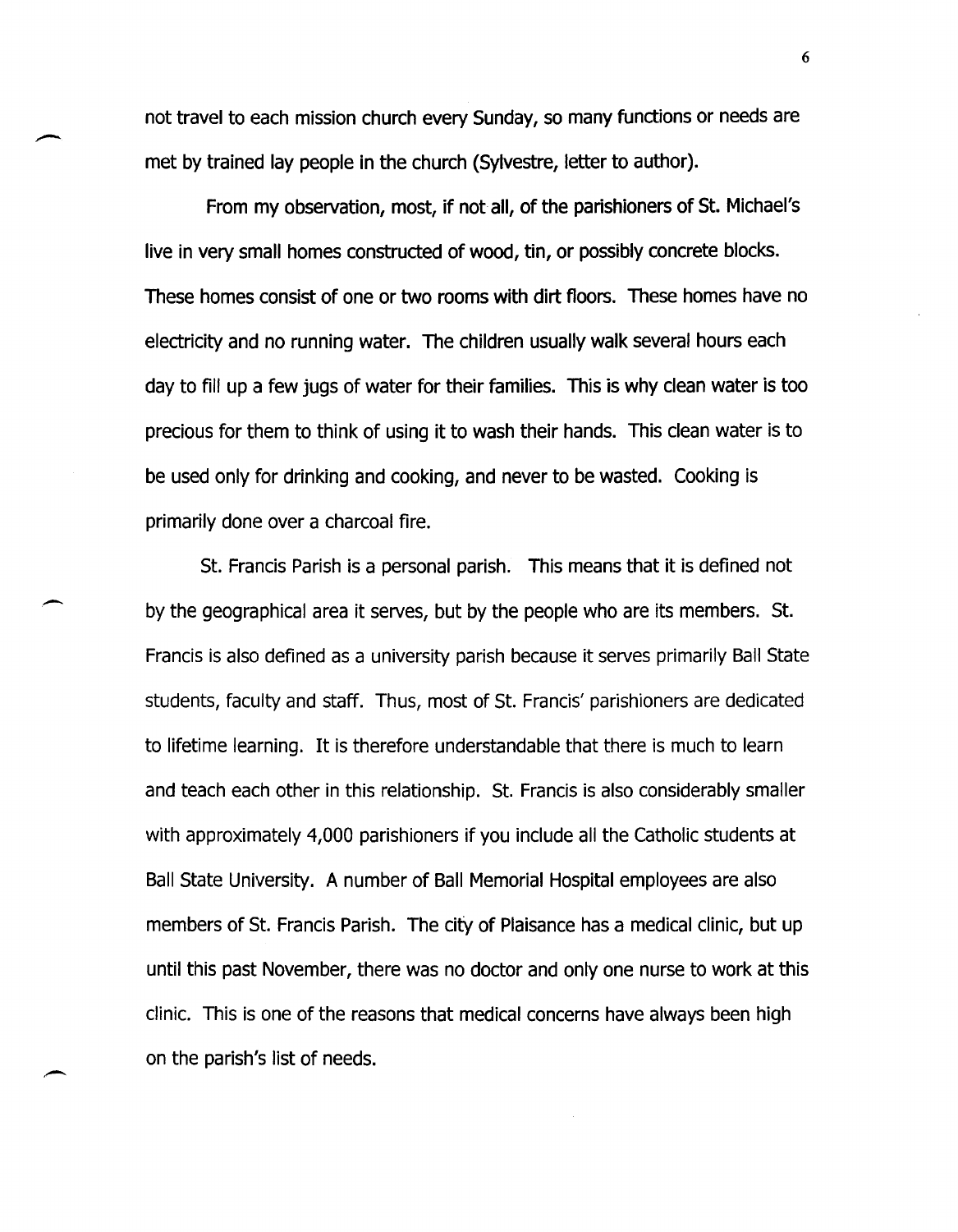not travel to each mission church every Sunday, so many functions or needs are met by trained lay people in the church (Sylvestre, letter to author).

From my observation, most, if not all, of the parishioners of St. Michael's live in very small homes constructed of wood, tin, or possibly concrete blocks. These homes consist of one or two rooms with dirt floors. These homes have no electricity and no running water. The children usually walk several hours each day to fill up a few jugs of water for their families. This is why clean water is too precious for them to think of using it to wash their hands. This clean water is to be used only for drinking and cooking, and never to be wasted. Cooking is primarily done over a charcoal fire.

St. Francis Parish is a personal parish. This means that it is defined not by the geographical area it serves, but by the people who are its members. St. Francis is also defined as a university parish because it serves primarily Ball State students, faculty and staff. Thus, most of St. Francis' parishioners are dedicated to lifetime learning. It is therefore understandable that there is much to learn and teach each other in this relationship. St. Francis is also considerably smaller with approximately 4,000 parishioners if you include all the Catholic students at Ball State University. A number of Ball Memorial Hospital employees are also members of St. Francis Parish. The city of Plaisance has a medical clinic, but up until this past November, there was no doctor and only one nurse to work at this clinic. This is one of the reasons that medical concerns have always been high on the parish's list of needs.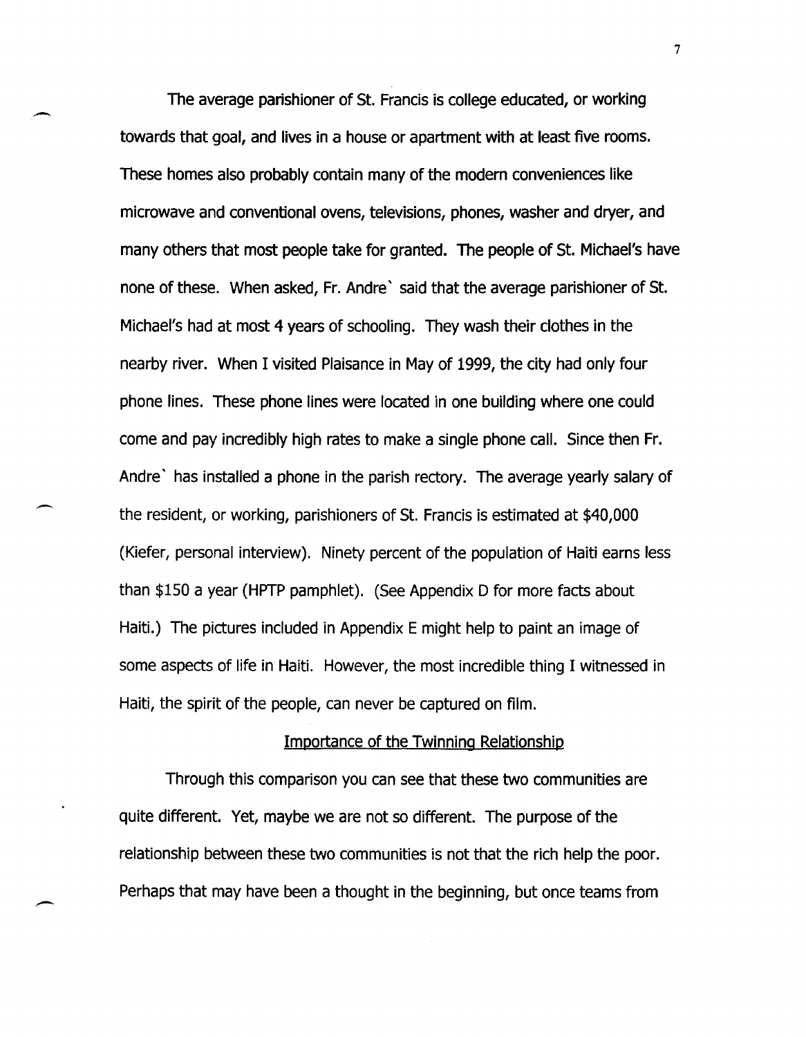The average parishioner of St. Francis is college educated, or working towards that goal, and lives in a house or apartment with at least five rooms. These homes also probably contain many of the modern conveniences like microwave and conventional ovens, televisions, phones, washer and dryer, and many others that most people take for granted. The people of St. Michael's have none of these. When asked, Fr. Andre` said that the average parishioner of St. Michael's had at most 4 years of schooling. They wash their clothes in the nearby river. When I visited Plaisance in May of 1999, the city had only four phone lines. These phone lines were located in one building where one could come and pay incredibly high rates to make a single phone call. Since then Fr. Andre` has installed a phone in the parish rectory. The average yearly salary of the resident, or working, parishioners of St. Francis is estimated at $40,000 (Kiefer, personal interview). Ninety percent of the population of Haiti earns less than $150 a year (HPTP pamphlet). (See Appendix D for more facts about Haiti.) The pictures included in Appendix E might help to paint an image of some aspects of life in Haiti. However, the most incredible thing I witnessed in Haiti, the spirit of the people, can never be captured on film.

## Importance of the Twinning Relationship

Through this comparison you can see that these two communities are quite different. Yet, maybe we are not so different. The purpose of the relationship between these two communities is not that the rich help the poor. Perhaps that may have been a thought in the beginning, but once teams from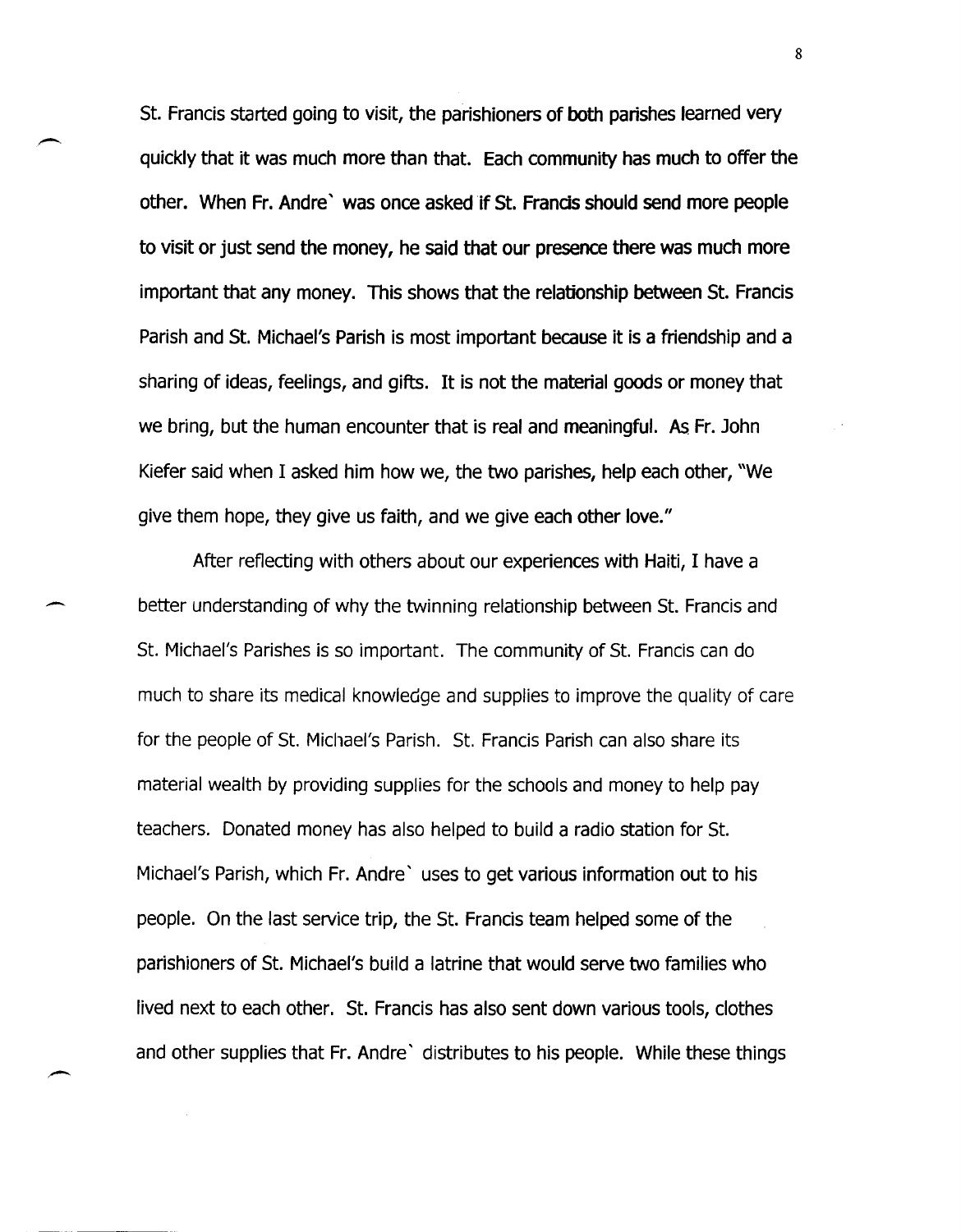St. Francis started going to visit, the parishioners of both parishes learned very quickly that it was much more than that. Each community has much to offer the other. When Fr. Andre` was once asked if St. Francis should send more people to visit or just send the money, he said that our presence there was much more important that any money. This shows that the relationship between St. Francis Parish and St. Michael's Parish is most important because it is a friendship and a sharing of ideas, feelings, and gifts. It is not the material goods or money that we bring, but the human encounter that is real and meaningful. As Fr. John Kiefer said when I asked him how we, the two parishes, help each other, "We give them hope, they give us faith, and we give each other love."

After reflecting with others about our experiences with Haiti, I have a better understanding of why the twinning relationship between St. Francis and St. Michael's Parishes is so important. The community of St. Francis can do much to share its medical knowledge and supplies to improve the quality of care for the people of St. Michael's Parish. St. Francis Parish can also share its material wealth by providing supplies for the schools and money to help pay teachers. Donated money has also helped to build a radio station for St. Michael's Parish, which Fr. Andre` uses to get various information out to his people. On the last service trip, the St. Francis team helped some of the parishioners of St. Michael's build a latrine that would serve two families who lived next to each other. St. Francis has also sent down various tools, clothes and other supplies that Fr. Andre` distributes to his people. While these things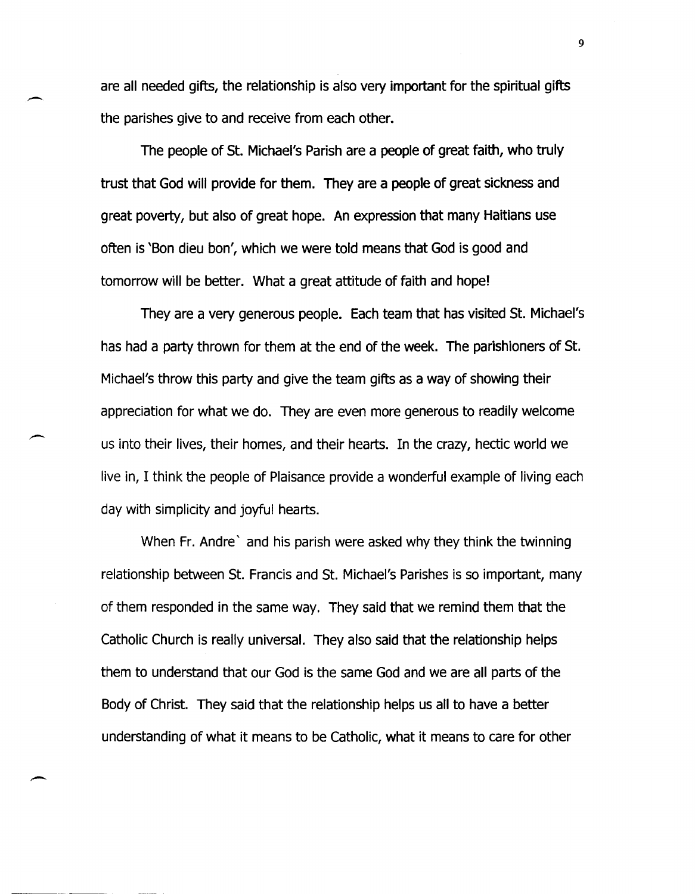are all needed gifts, the relationship is also very important for the spiritual gifts the parishes give to and receive from each other.

The people of St. Michael's Parish are a people of great faith, who truly trust that God will provide for them. They are a people of great sickness and great poverty, but also of great hope. An expression that many Haitians use often is 'Bon dieu bon', which we were told means that God is good and tomorrow will be better. What a great attitude of faith and hope!

They are a very generous people. Each team that has visited St. Michael's has had a party thrown for them at the end of the week. The parishioners of St. Michael's throw this party and give the team gifts as a way of showing their appreciation for what we do. They are even more generous to readily welcome us into their lives, their homes, and their hearts. In the crazy, hectic world we live in, I think the people of Plaisance provide a wonderful example of living each day with simplicity and joyful hearts.

When Fr. Andre` and his parish were asked why they think the twinning relationship between St. Francis and St. Michael's Parishes is so important, many of them responded in the same way. They said that we remind them that the Catholic Church is really universal. They also said that the relationship helps them to understand that our God is the same God and we are all parts of the Body of Christ. They said that the relationship helps us all to have a better understanding of what it means to be Catholic, what it means to care for other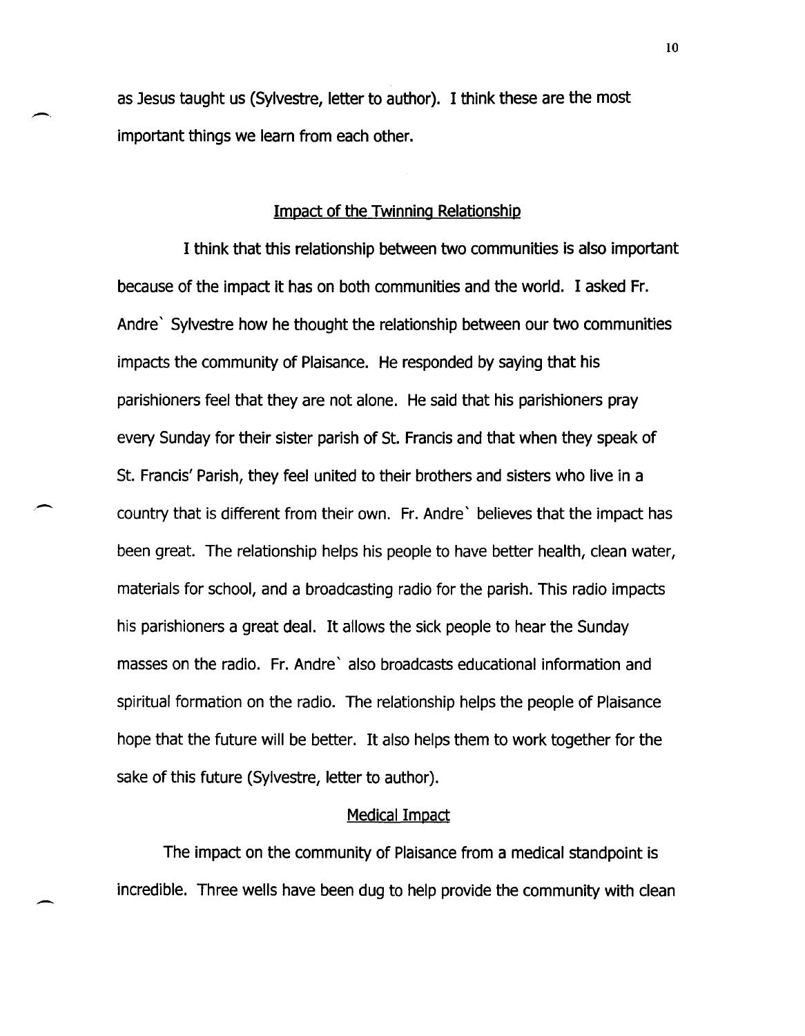as Jesus taught us (Sylvestre, letter to author). I think these are the most important things we learn from each other.

## Impact of the Twinning Relationship

I think that this relationship between two communities is also important because of the impact it has on both communities and the world. I asked Fr. Andre` Sylvestre how he thought the relationship between our two communities impacts the community of Plaisance. He responded by saying that his parishioners feel that they are not alone. He said that his parishioners pray every Sunday for their sister parish of St. Francis and that when they speak of St. Francis' Parish, they feel united to their brothers and sisters who live in a country that is different from their own. Fr. Andre` believes that the impact has been great. The relationship helps his people to have better health, clean water, materials for school, and a broadcasting radio for the parish. This radio impacts his parishioners a great deal. It allows the sick people to hear the Sunday masses on the radio. Fr. Andre` also broadcasts educational information and spiritual formation on the radio. The relationship helps the people of Plaisance hope that the future will be better. It also helps them to work together for the sake of this future (Sylvestre, letter to author).

### Medical Impact

The impact on the community of Plaisance from a medical standpoint is incredible. Three wells have been dug to help provide the community with clean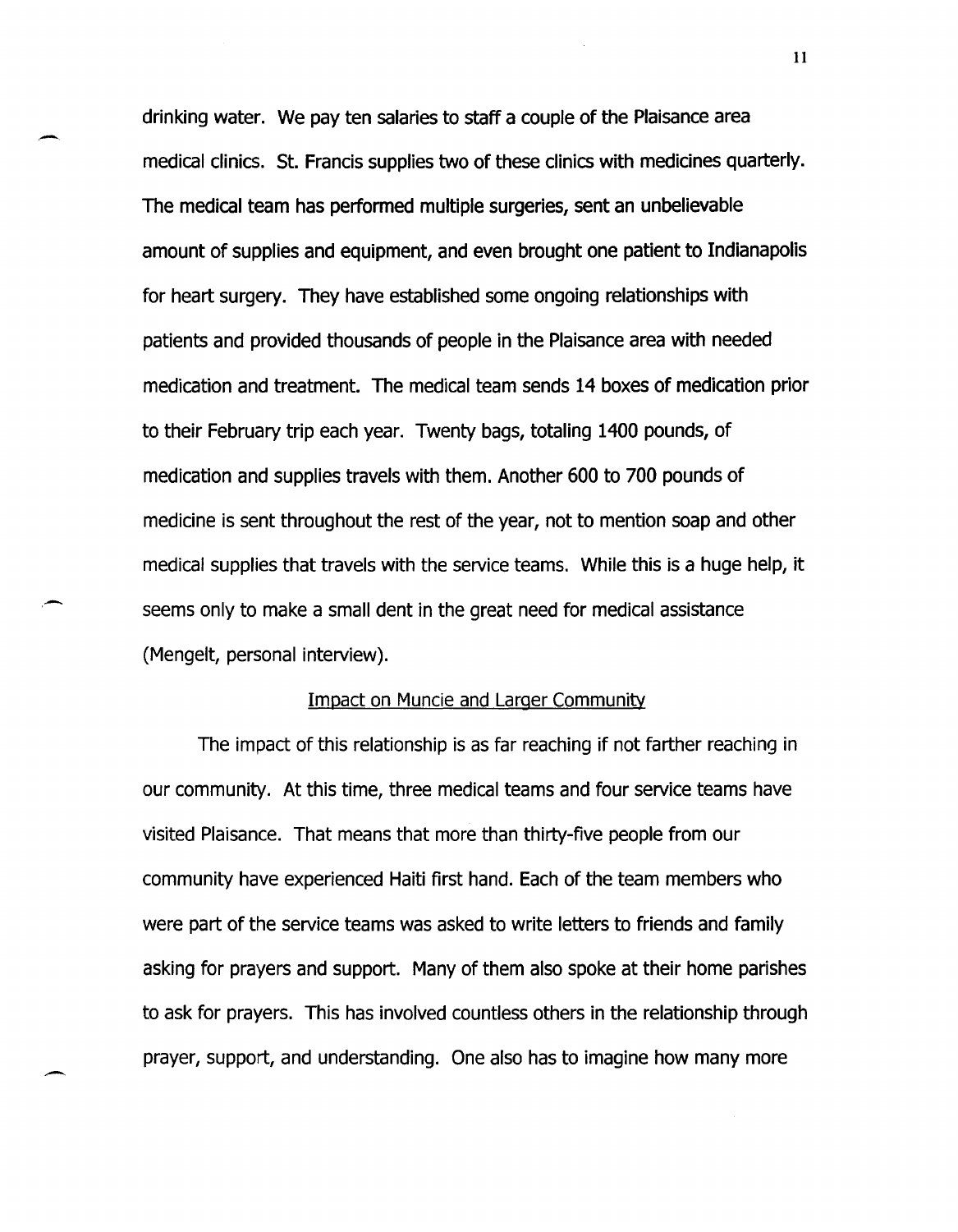drinking water. We pay ten salaries to staff a couple of the Plaisance area medical clinics. St. Francis supplies two of these clinics with medicines quarterly. The medical team has performed multiple surgeries, sent an unbelievable amount of supplies and equipment, and even brought one patient to Indianapolis for heart surgery. They have established some ongoing relationships with patients and provided thousands of people in the Plaisance area with needed medication and treatment. The medical team sends 14 boxes of medication prior to their February trip each year. Twenty bags, totaling 1400 pounds, of medication and supplies travels with them. Another 600 to 700 pounds of medicine is sent throughout the rest of the year, not to mention soap and other medical supplies that travels with the service teams. While this is a huge help, it seems only to make a small dent in the great need for medical assistance (Mengelt, personal interview).

## Impact on Muncie and Larger Community

The impact of this relationship is as far reaching if not farther reaching in our community. At this time, three medical teams and four service teams have visited Plaisance. That means that more than thirty-five people from our community have experienced Haiti first hand. Each of the team members who were part of the service teams was asked to write letters to friends and family asking for prayers and support. Many of them also spoke at their home parishes to ask for prayers. This has involved countless others in the relationship through prayer, support, and understanding. One also has to imagine how many more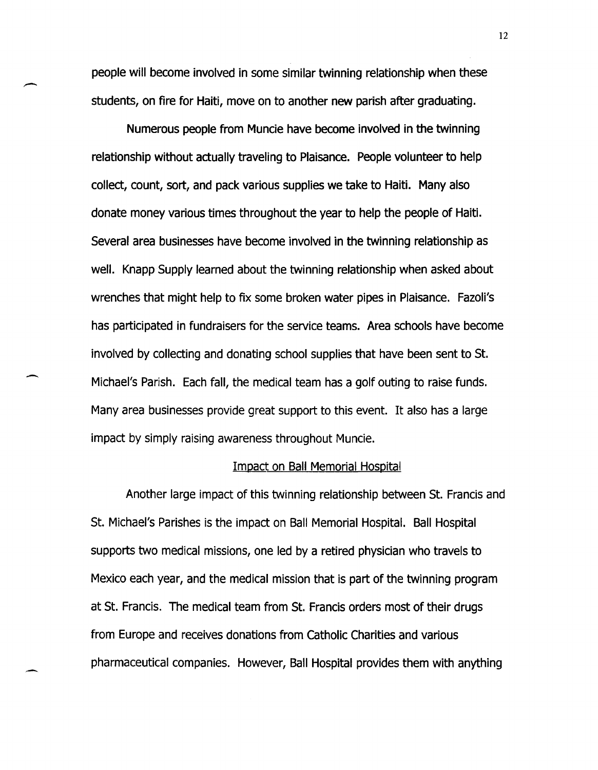people will become involved in some similar twinning relationship when these students, on fire for Haiti, move on to another new parish after graduating.

Numerous people from Muncie have become involved in the twinning relationship without actually traveling to Plaisance. People volunteer to help collect, count, sort, and pack various supplies we take to Haiti. Many also donate money various times throughout the year to help the people of Haiti. Several area businesses have become involved in the twinning relationship as well. Knapp Supply learned about the twinning relationship when asked about wrenches that might help to fix some broken water pipes in Plaisance. Fazoli's has participated in fundraisers for the service teams. Area schools have become involved by collecting and donating school supplies that have been sent to St. Michael's Parish. Each fall, the medical team has a golf outing to raise funds. Many area businesses provide great support to this event. It also has a large impact by simply raising awareness throughout Muncie.

## Impact on Ball Memorial Hospital

Another large impact of this twinning relationship between St. Francis and St. Michael's Parishes is the impact on Ball Memorial Hospital. Ball Hospital supports two medical missions, one led by a retired physician who travels to Mexico each year, and the medical mission that is part of the twinning program at St. Francis. The medical team from St. Francis orders most of their drugs from Europe and receives donations from Catholic Charities and various pharmaceutical companies. However, Ball Hospital provides them with anything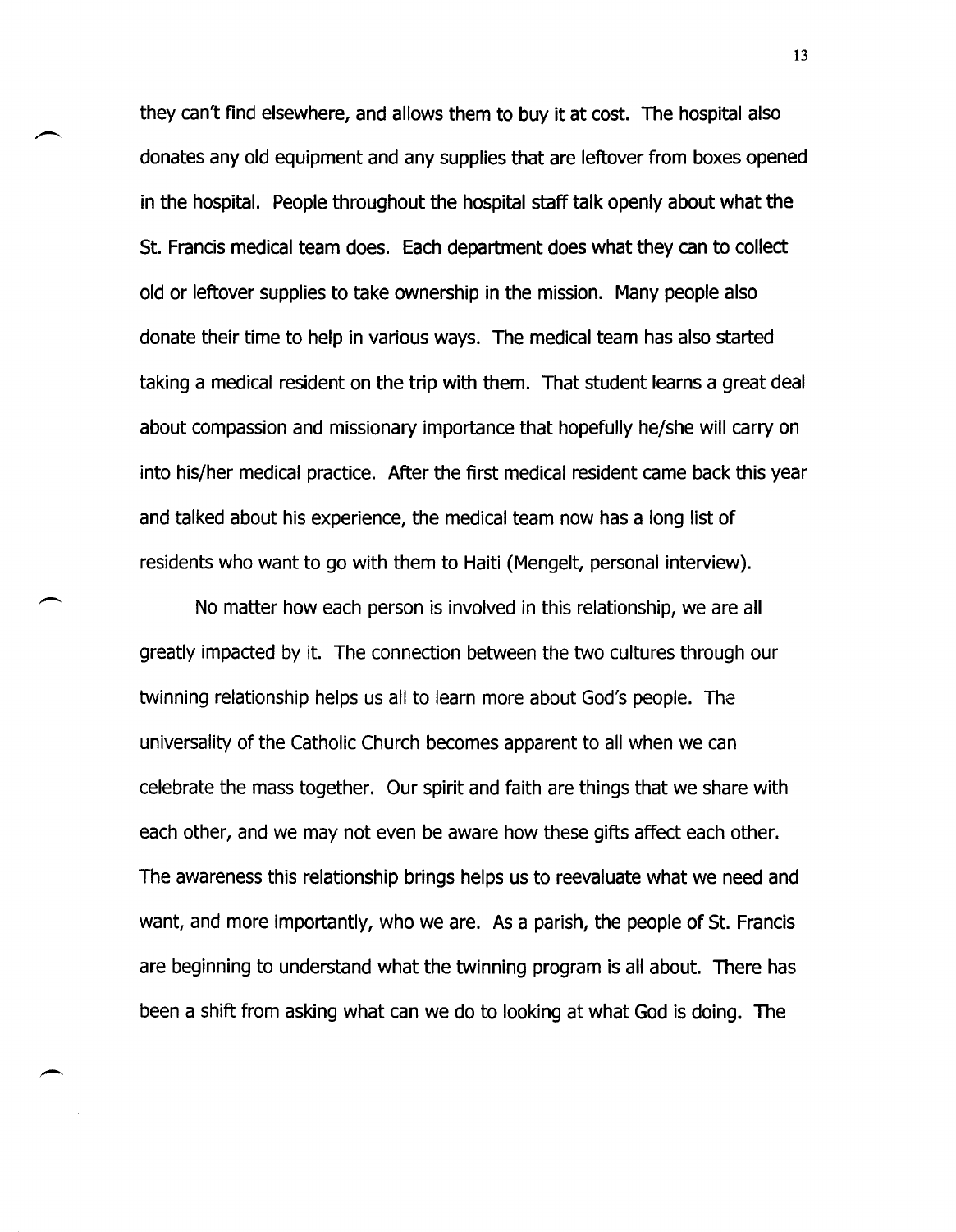they can't find elsewhere, and allows them to buy it at cost. The hospital also donates any old equipment and any supplies that are leftover from boxes opened in the hospital. People throughout the hospital staff talk openly about what the St. Francis medical team does. Each department does what they can to collect old or leftover supplies to take ownership in the mission. Many people also donate their time to help in various ways. The medical team has also started taking a medical resident on the trip with them. That student learns a great deal about compassion and missionary importance that hopefully he/she will carry on into his/her medical practice. After the first medical resident came back this year and talked about his experience, the medical team now has a long list of residents who want to go with them to Haiti (Mengelt, personal interview).

No matter how each person is involved in this relationship, we are all greatly impacted by it. The connection between the two cultures through our twinning relationship helps us all to learn more about God's people. The universality of the Catholic Church becomes apparent to all when we can celebrate the mass together. Our spirit and faith are things that we share with each other, and we may not even be aware how these gifts affect each other. The awareness this relationship brings helps us to reevaluate what we need and want, and more importantly, who we are. As a parish, the people of St. Francis are beginning to understand what the twinning program is all about. There has been a shift from asking what can we do to looking at what God is doing. The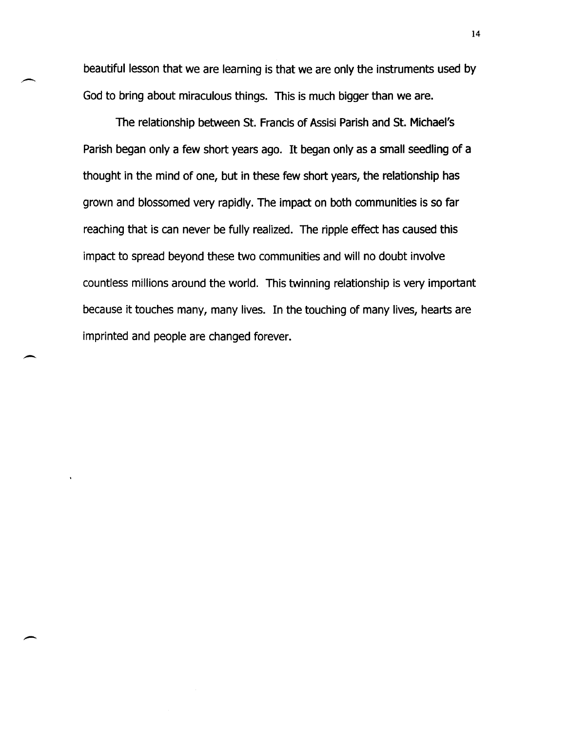beautiful lesson that we are learning is that we are only the instruments used by God to bring about miraculous things. This is much bigger than we are.

The relationship between St. Francis of Assisi Parish and St. Michael's Parish began only a few short years ago. It began only as a small seedling of a thought in the mind of one, but in these few short years, the relationship has grown and blossomed very rapidly. The impact on both communities is so far reaching that is can never be fully realized. The ripple effect has caused this impact to spread beyond these two communities and will no doubt involve countless millions around the world. This twinning relationship is very important because it touches many, many lives. In the touching of many lives, hearts are imprinted and people are changed forever.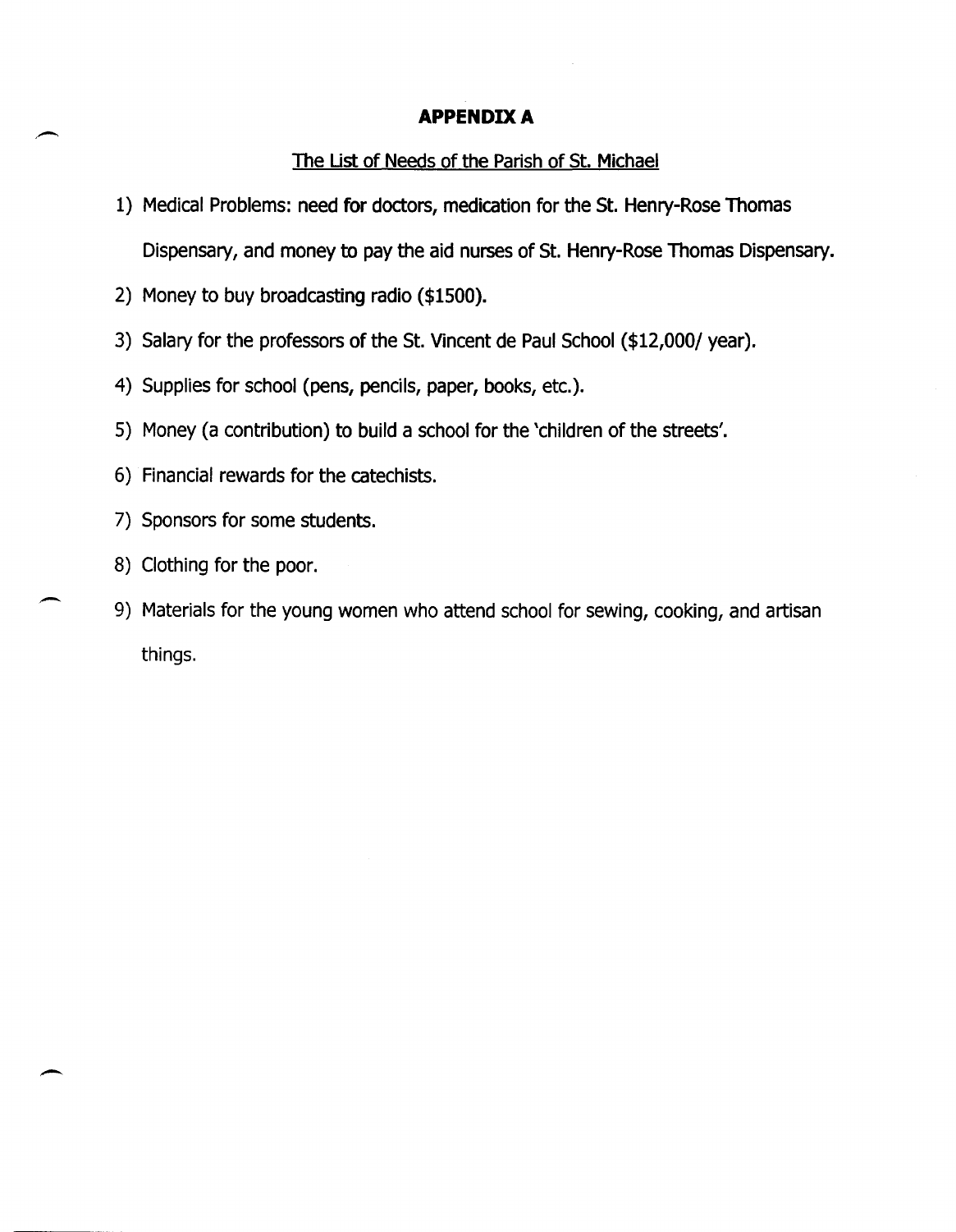## APPENDIX A

The List of Needs of the Parish of St. Michael

1) Medical Problems: need for doctors, medication for the St. Henry-Rose Thomas Dispensary, and money to pay the aid nurses of St. Henry-Rose Thomas Dispensary.
2) Money to buy broadcasting radio ($1500).
3) Salary for the professors of the St. Vincent de Paul School ($12,000/ year).
4) Supplies for school (pens, pencils, paper, books, etc.).
5) Money (a contribution) to build a school for the 'children of the streets'.
6) Financial rewards for the catechists.
7) Sponsors for some students.
8) Clothing for the poor.
9) Materials for the young women who attend school for sewing, cooking, and artisan things.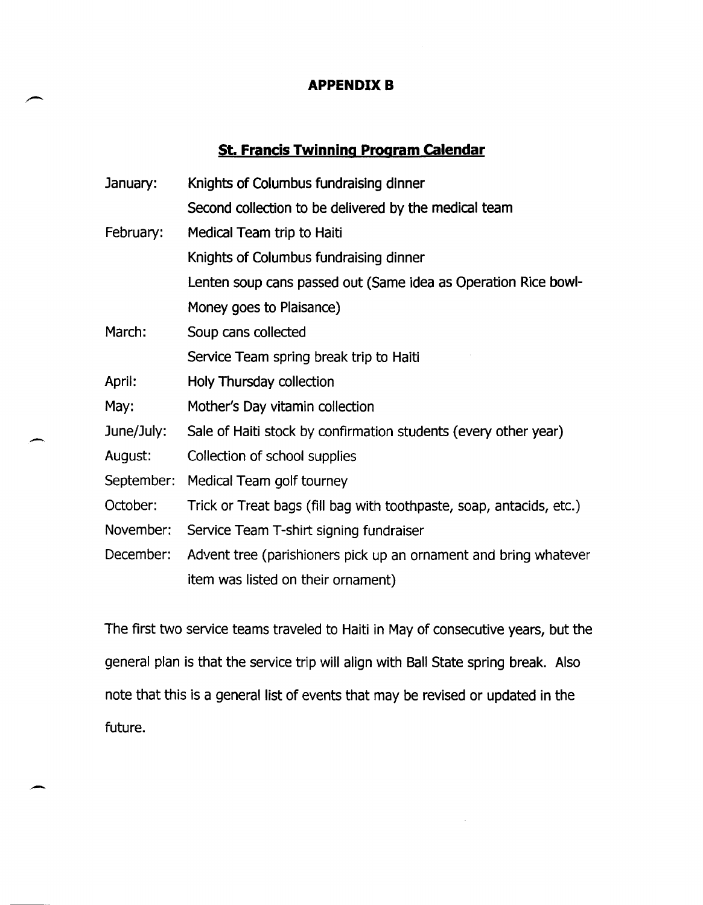## APPENDIX B

### St. Francis Twinning Program Calendar

| | |
|---|---|
| January: | Knights of Columbus fundraising dinner<br>Second collection to be delivered by the medical team |
| February: | Medical Team trip to Haiti<br>Knights of Columbus fundraising dinner<br>Lenten soup cans passed out (Same idea as Operation Rice bowl-Money goes to Plaisance) |
| March: | Soup cans collected<br>Service Team spring break trip to Haiti |
| April: | Holy Thursday collection |
| May: | Mother's Day vitamin collection |
| June/July: | Sale of Haiti stock by confirmation students (every other year) |
| August: | Collection of school supplies |
| September: | Medical Team golf tourney |
| October: | Trick or Treat bags (fill bag with toothpaste, soap, antacids, etc.) |
| November: | Service Team T-shirt signing fundraiser |
| December: | Advent tree (parishioners pick up an ornament and bring whatever item was listed on their ornament) |

The first two service teams traveled to Haiti in May of consecutive years, but the general plan is that the service trip will align with Ball State spring break. Also note that this is a general list of events that may be revised or updated in the future.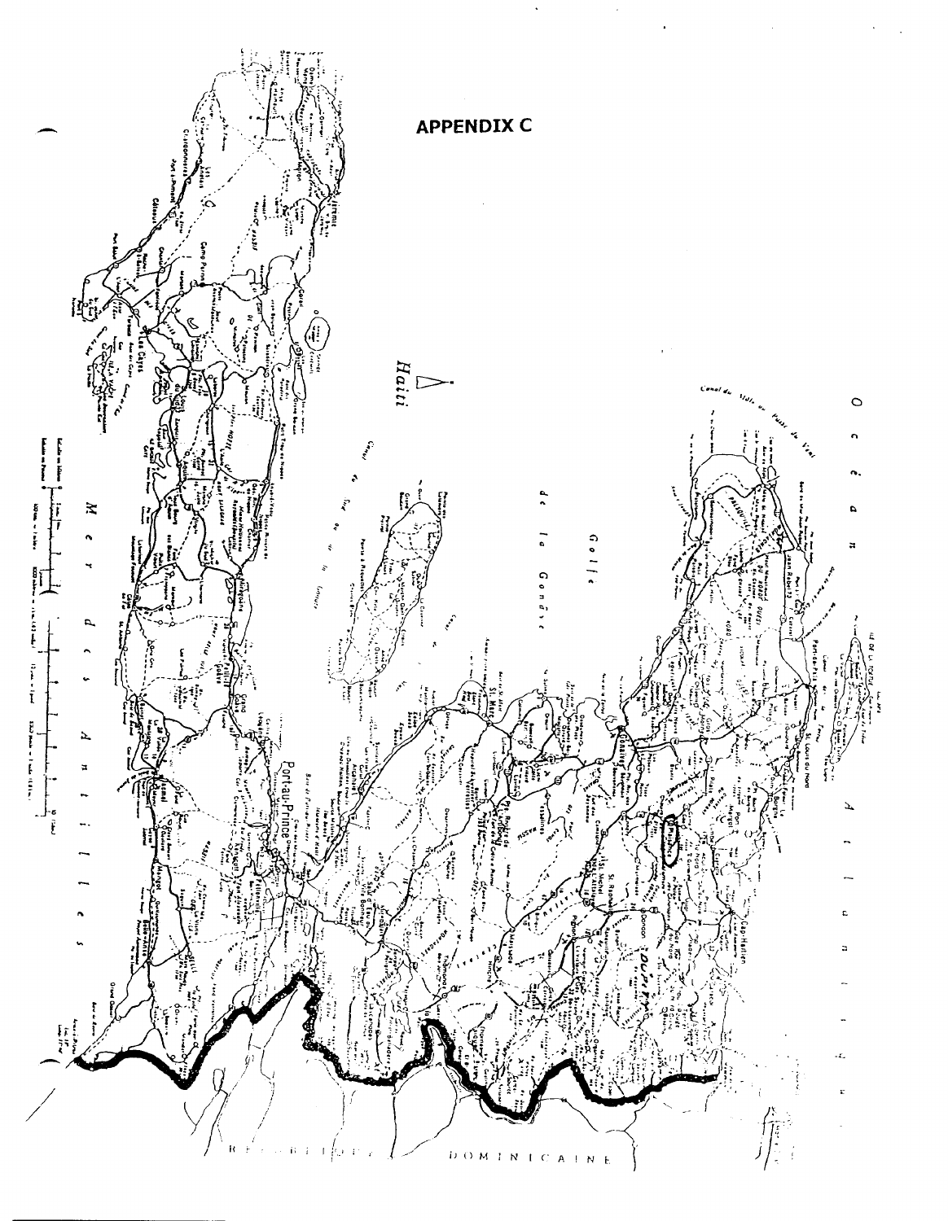# APPENDIX C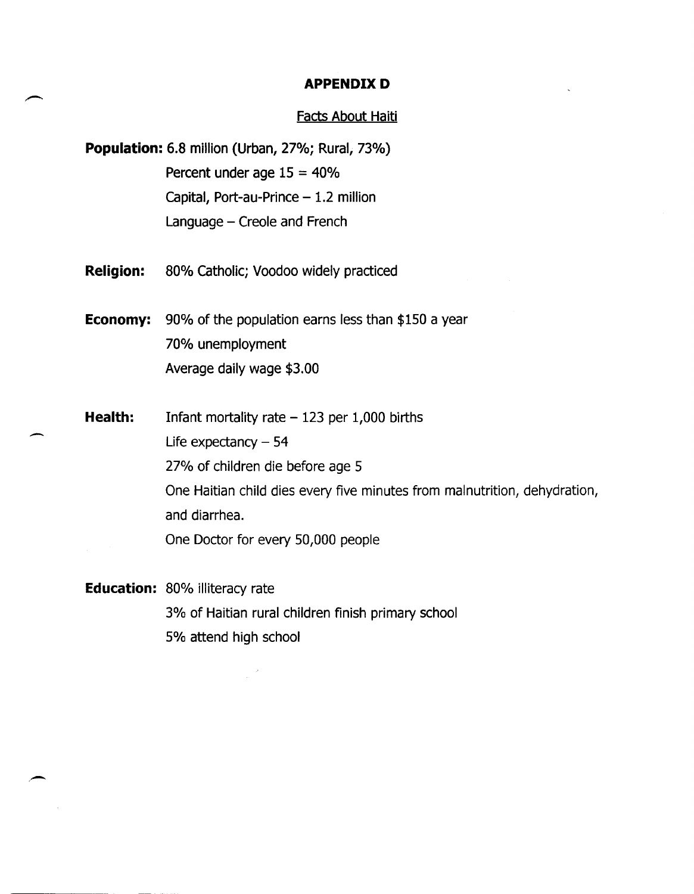# APPENDIX D

## Facts About Haiti

**Population:** 6.8 million (Urban, 27%; Rural, 73%)
Percent under age 15 = 40%
Capital, Port-au-Prince – 1.2 million
Language – Creole and French

**Religion:** 80% Catholic; Voodoo widely practiced

**Economy:** 90% of the population earns less than $150 a year
70% unemployment
Average daily wage $3.00

**Health:** Infant mortality rate – 123 per 1,000 births
Life expectancy – 54
27% of children die before age 5
One Haitian child dies every five minutes from malnutrition, dehydration, and diarrhea.
One Doctor for every 50,000 people

**Education:** 80% illiteracy rate
3% of Haitian rural children finish primary school
5% attend high school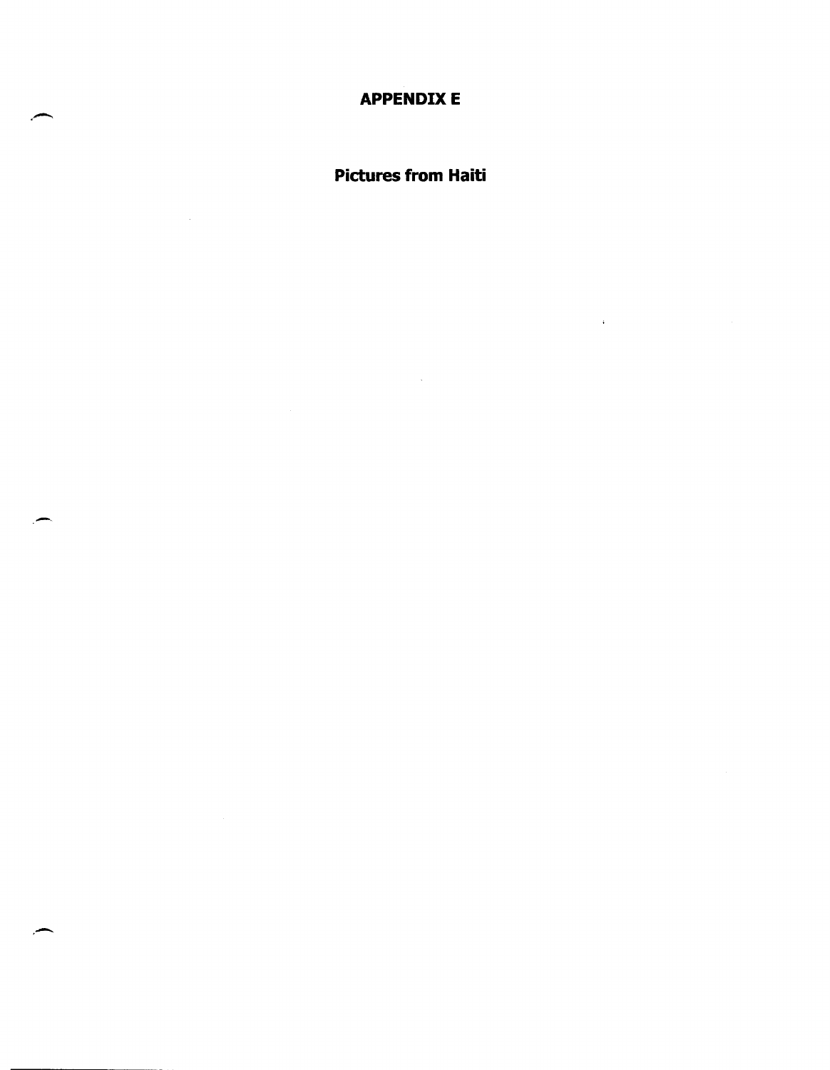# APPENDIX E

## Pictures from Haiti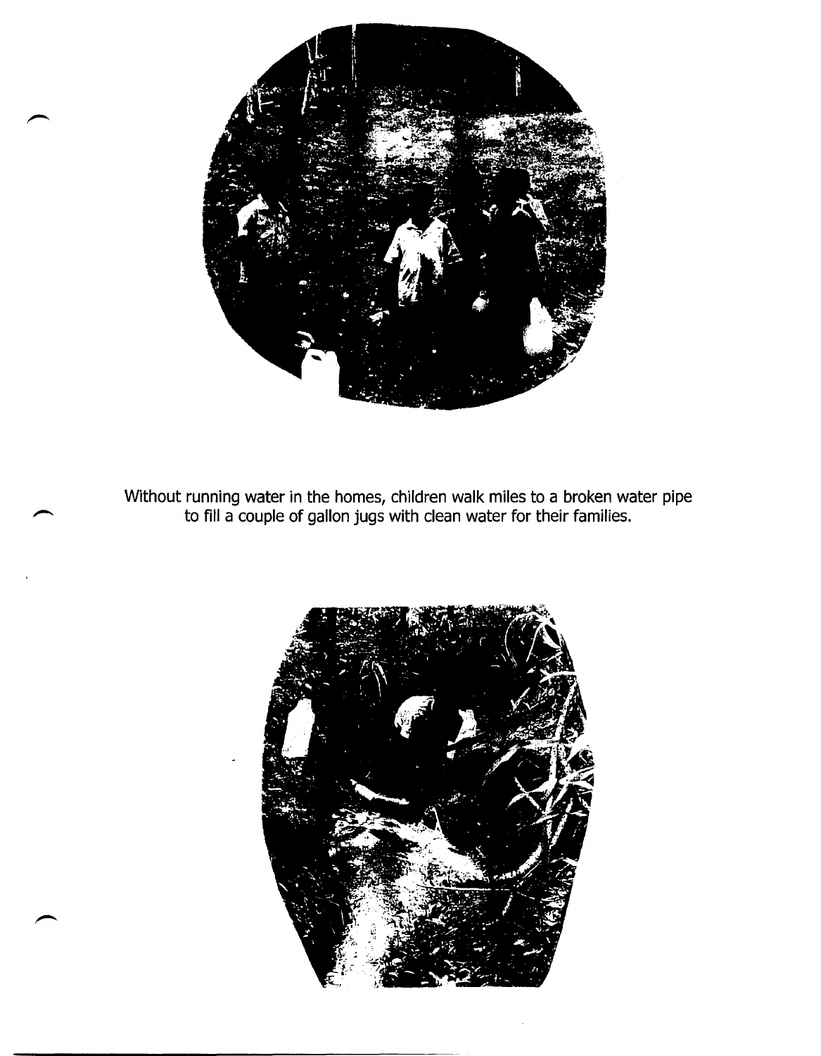Without running water in the homes, children walk miles to a broken water pipe to fill a couple of gallon jugs with clean water for their families.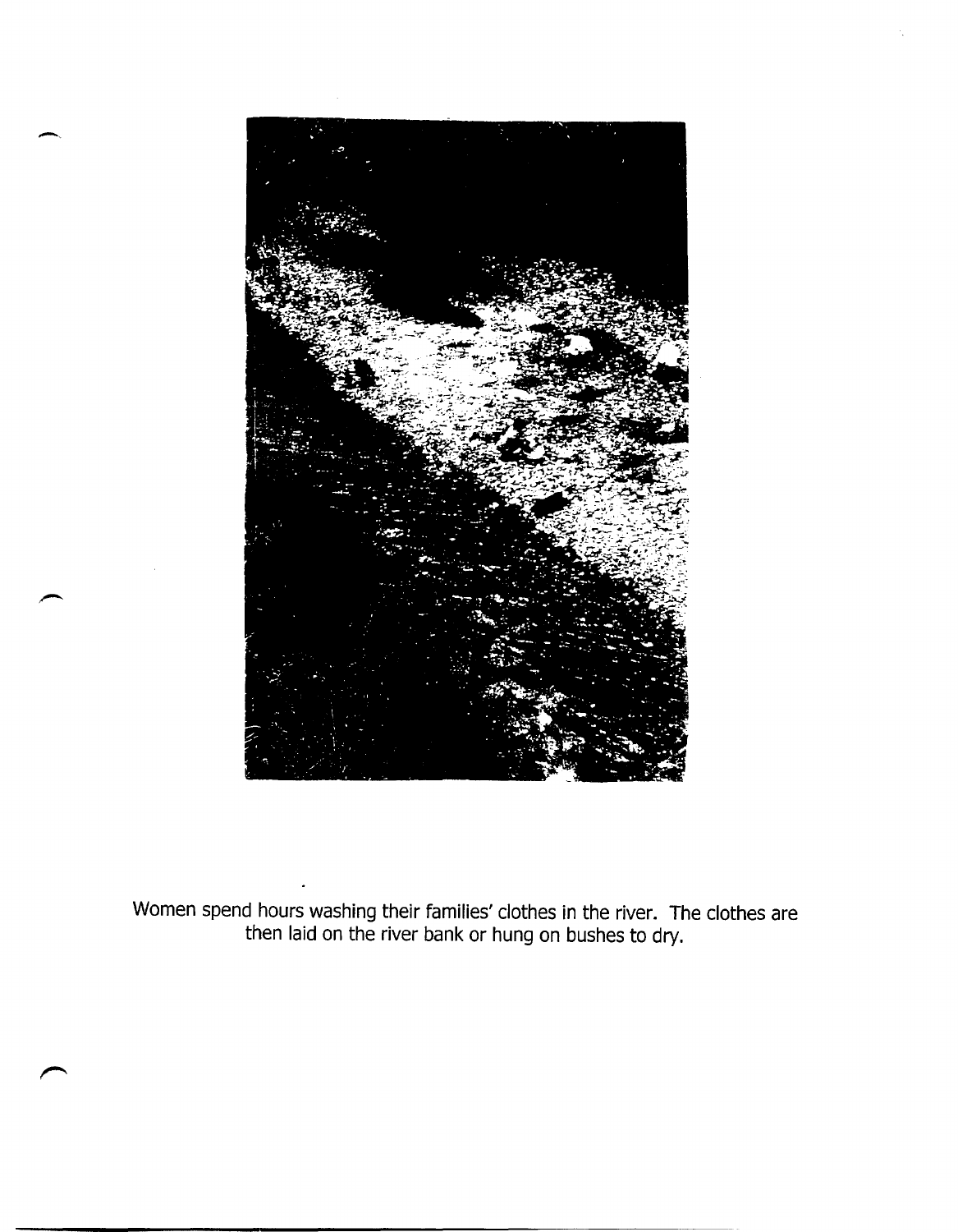Women spend hours washing their families' clothes in the river. The clothes are then laid on the river bank or hung on bushes to dry.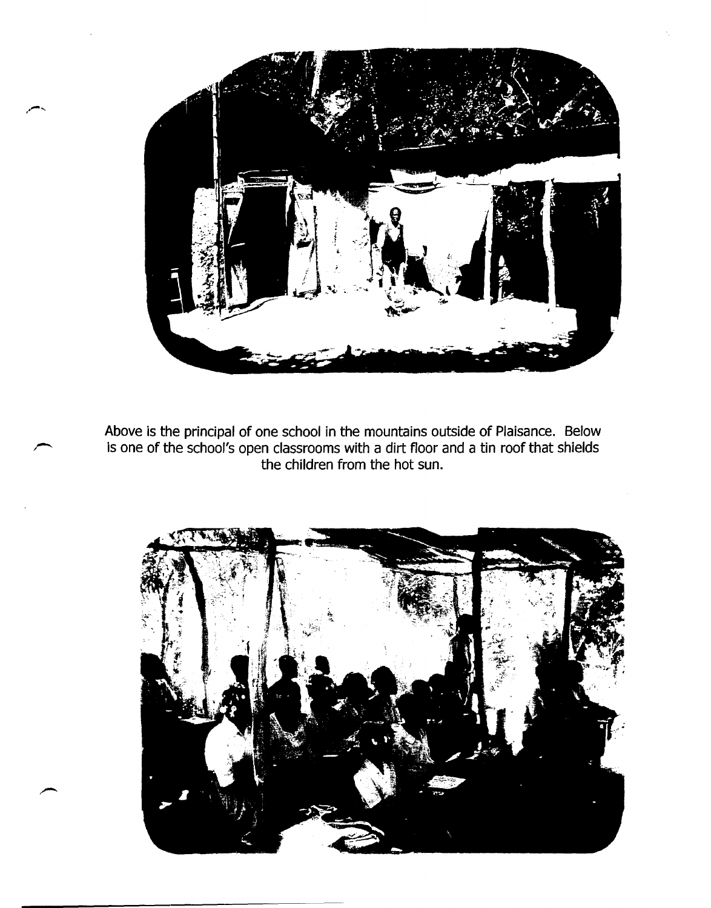Above is the principal of one school in the mountains outside of Plaisance. Below is one of the school's open classrooms with a dirt floor and a tin roof that shields the children from the hot sun.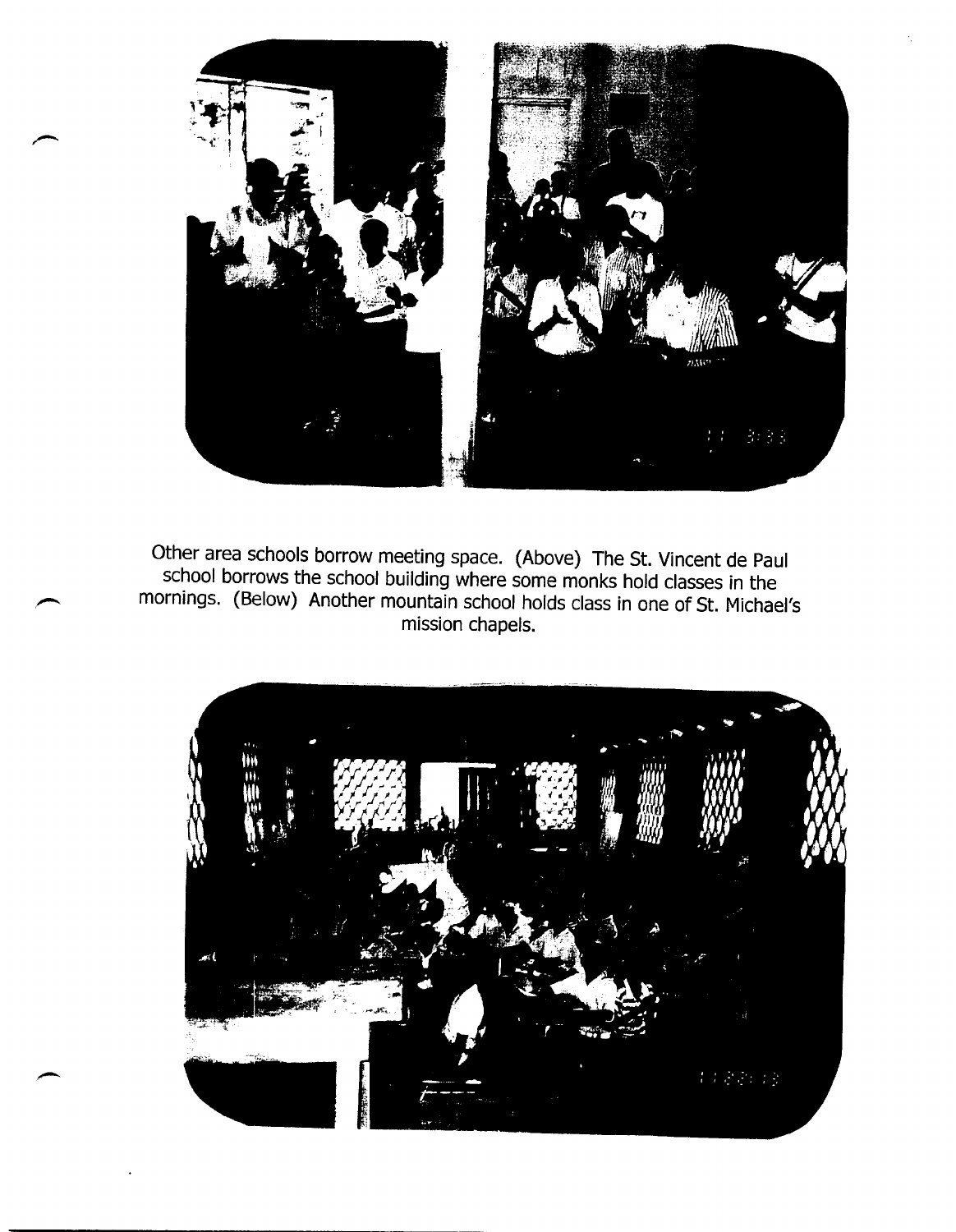Other area schools borrow meeting space. (Above) The St. Vincent de Paul school borrows the school building where some monks hold classes in the mornings. (Below) Another mountain school holds class in one of St. Michael's mission chapels.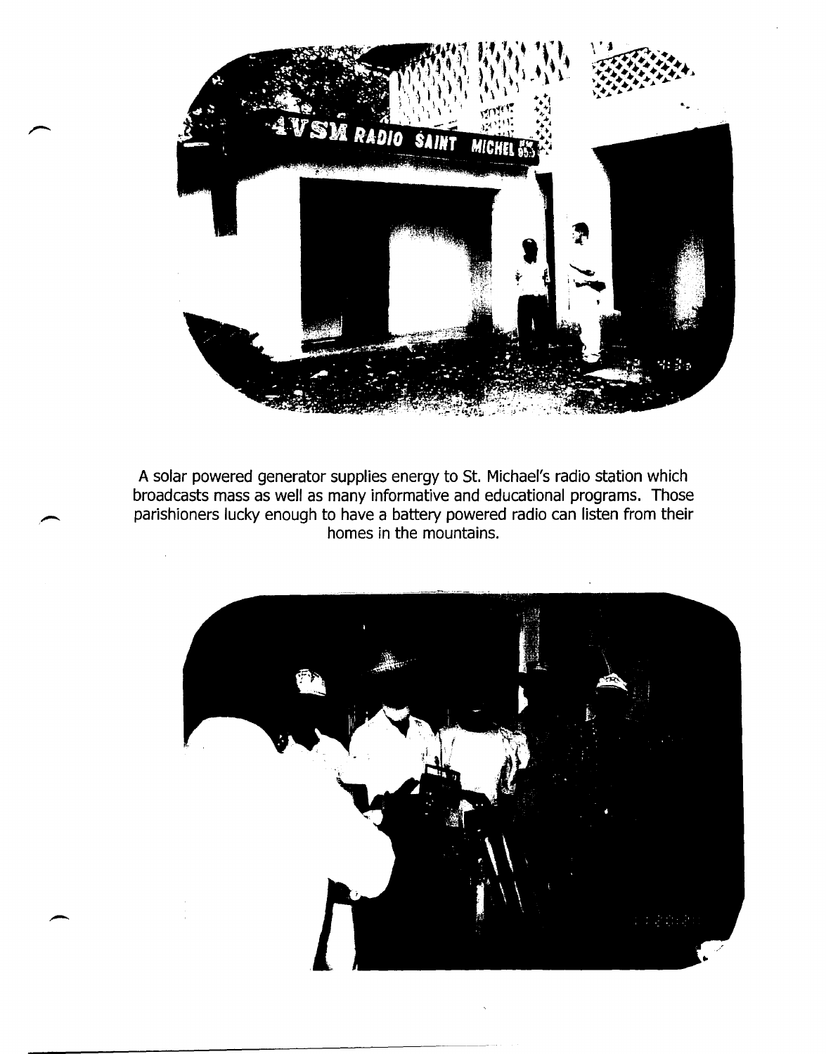A solar powered generator supplies energy to St. Michael's radio station which broadcasts mass as well as many informative and educational programs. Those parishioners lucky enough to have a battery powered radio can listen from their homes in the mountains.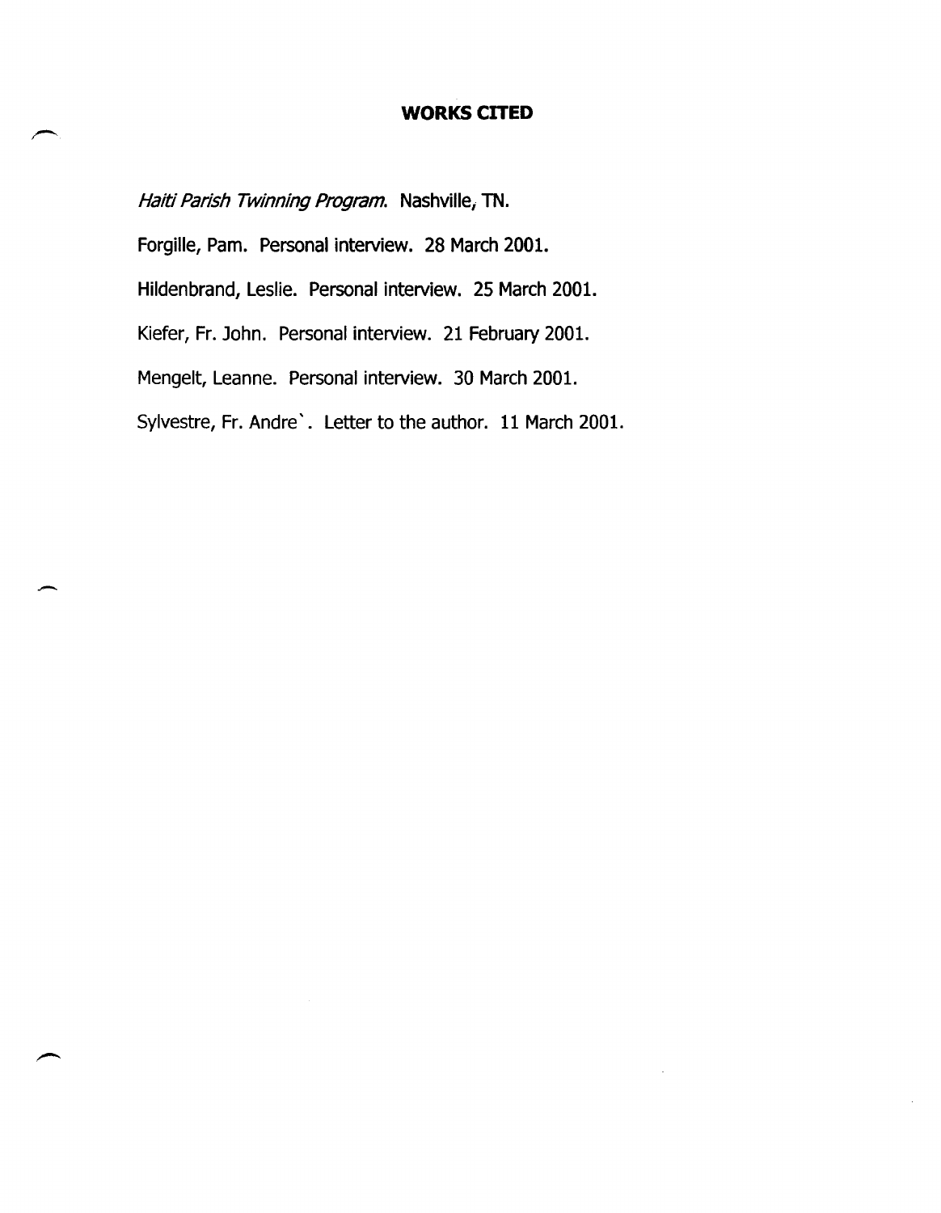## WORKS CITED

*Haiti Parish Twinning Program*. Nashville, TN.

Forgille, Pam. Personal interview. 28 March 2001.

Hildenbrand, Leslie. Personal interview. 25 March 2001.

Kiefer, Fr. John. Personal interview. 21 February 2001.

Mengelt, Leanne. Personal interview. 30 March 2001.

Sylvestre, Fr. Andre`. Letter to the author. 11 March 2001.